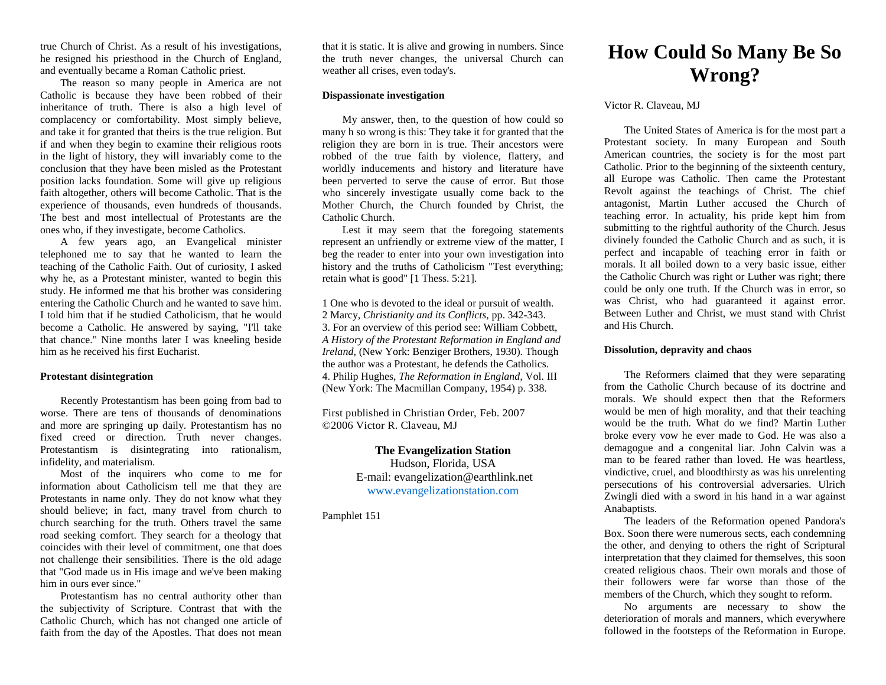# How Could So Many Be So Wrong?

Victor R. Claveau, MJ

The United States of America is for the most part a Protestant society. In many European and South American countries, the society is for the most part Catholic. Prior to the beginning of the sixteenth century, all Europe was Catholic. Then came the Protestant Revolt against the teachings of Christ. The chief antagonist, Martin Luther accused the Church of teaching error. In actuality, his pride kept him from submitting to the rightful authority of the Church. Jesus divinely founded the Catholic Church and as such, it is perfect and incapable of teaching error in faith or morals. It all boiled down to a very basic issue, either the Catholic Church was right or Luther was right; there could be only one truth. If the Church was in error, so was Christ, who had guaranteed it against error. Between Luther and Christ, we must stand with Christ and His Church.

**Dissolution, depravity and chaos**

The Reformers claimed that they were separating from the Catholic Church because of its doctrine and morals. We should expect then that the Reformers would be men of high morality, and that their teaching would be the truth. What do we find? Martin Luther broke every vow he ever made to God. He was also a demagogue and a congenital liar. John Calvin was a man to be feared rather than loved. He was heartless, vindictive, cruel, and bloodthirsty as was his unrelenting persecutions of his controversial adversaries. Ulrich Zwingli died with a sword in his hand in a war against Anabaptists.

The leaders of the Reformation opened Pandora's Box. Soon there were numerous sects, each condemning the other, and denying to others the right of Scriptural interpretation that they claimed for themselves, this soon created religious chaos. Their own morals and those of their followers were far worse than those of the members of the Church, which they sought to reform.

No arguments are necessary to show the deterioration of morals and manners, which everywhere followed in the footsteps of the Reformation in Europe.

true Church of Christ. As a result of his investigations, he resigned his priesthood in the Church of England, and eventually became a Roman Catholic priest.

The reason so many people in America are not Catholic is because they have been robbed of their inheritance of truth. There is also a high level of complacency or comfortability. Most simply believe, and take it for granted that theirs is the true religion. But if and when they begin to examine their religious roots in the light of history, they will invariably come to the conclusion that they have been misled as the Protestant position lacks foundation. Some will give up religious faith altogether, others will become Catholic. That is the experience of thousands, even hundreds of thousands. The best and most intellectual of Protestants are the ones who, if they investigate, become Catholics.

A few years ago, an Evangelical minister telephoned me to say that he wanted to learn the teaching of the Catholic Faith. Out of curiosity, I asked why he, as a Protestant minister, wanted to begin this study. He informed me that his brother was considering entering the Catholic Church and he wanted to save him. I told him that if he studied Catholicism, that he would become a Catholic. He answered by saying, "I'll take that chance." Nine months later I was kneeling beside him as he received his first Eucharist.

**Protestant disintegration**

Recently Protestantism has been going from bad to worse. There are tens of thousands of denominations and more are springing up daily. Protestantism has no fixed creed or direction. Truth never changes. Protestantism is disintegrating into rationalism, infidelity, and materialism.

Most of the inquirers who come to me for information about Catholicism tell me that they are Protestants in name only. They do not know what they should believe; in fact, many travel from church to church searching for the truth. Others travel the same road seeking comfort. They search for a theology that coincides with their level of commitment, one that does not challenge their sensibilities. There is the old adage that "God made us in His image and we've been making him in ours ever since."

Protestantism has no central authority other than the subjectivity of Scripture. Contrast that with the Catholic Church, which has not changed one article of faith from the day of the Apostles. That does not mean that it is static. It is alive and growing in numbers. Since the truth never changes, the universal Church can weather all crises, even today's.

**Dispassionate investigation**

My answer, then, to the question of how could so many h so wrong is this: They take it for granted that the religion they are born in is true. Their ancestors were robbed of the true faith by violence, flattery, and worldly inducements and history and literature have been perverted to serve the cause of error. But those who sincerely investigate usually come back to the Mother Church, the Church founded by Christ, the Catholic Church.

Lest it may seem that the foregoing statements represent an unfriendly or extreme view of the matter, I beg the reader to enter into your own investigation into history and the truths of Catholicism "Test everything; retain what is good" [1 Thess. 5:21].

1 One who is devoted to the ideal or pursuit of wealth.
2 Marcy, *Christianity and its Conflicts,* pp. 342-343.
3. For an overview of this period see: William Cobbett, *A History of the Protestant Reformation in England and Ireland,* (New York: Benziger Brothers, 1930). Though the author was a Protestant, he defends the Catholics.
4. Philip Hughes, *The Reformation in England,* Vol. III (New York: The Macmillan Company, 1954) p. 338.

First published in Christian Order, Feb. 2007
©2006 Victor R. Claveau, MJ

**The Evangelization Station**
Hudson, Florida, USA
E-mail: evangelization@earthlink.net
www.evangelizationstation.com

Pamphlet 151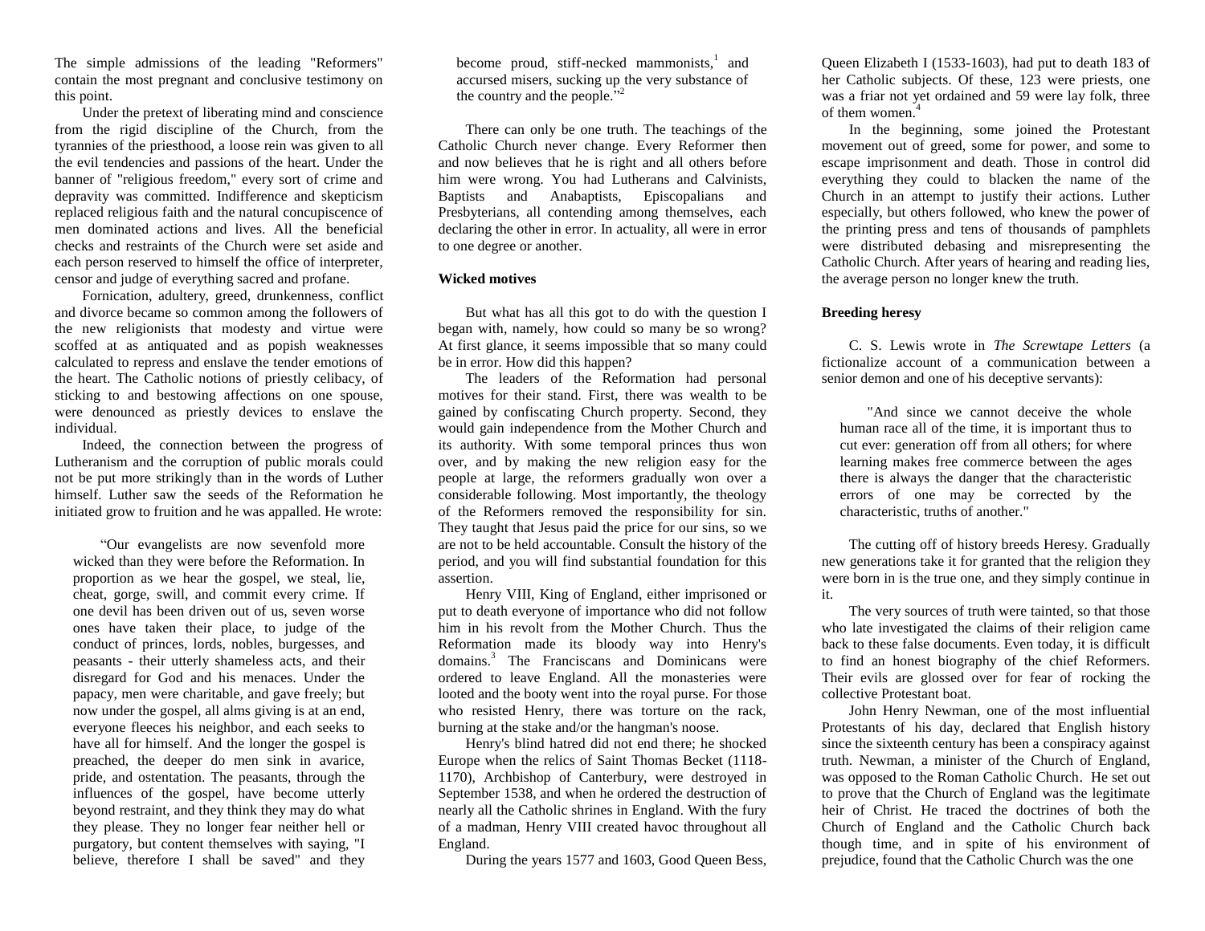The simple admissions of the leading "Reformers" contain the most pregnant and conclusive testimony on this point.

Under the pretext of liberating mind and conscience from the rigid discipline of the Church, from the tyrannies of the priesthood, a loose rein was given to all the evil tendencies and passions of the heart. Under the banner of "religious freedom," every sort of crime and depravity was committed. Indifference and skepticism replaced religious faith and the natural concupiscence of men dominated actions and lives. All the beneficial checks and restraints of the Church were set aside and each person reserved to himself the office of interpreter, censor and judge of everything sacred and profane.

Fornication, adultery, greed, drunkenness, conflict and divorce became so common among the followers of the new religionists that modesty and virtue were scoffed at as antiquated and as popish weaknesses calculated to repress and enslave the tender emotions of the heart. The Catholic notions of priestly celibacy, of sticking to and bestowing affections on one spouse, were denounced as priestly devices to enslave the individual.

Indeed, the connection between the progress of Lutheranism and the corruption of public morals could not be put more strikingly than in the words of Luther himself. Luther saw the seeds of the Reformation he initiated grow to fruition and he was appalled. He wrote:

> "Our evangelists are now sevenfold more wicked than they were before the Reformation. In proportion as we hear the gospel, we steal, lie, cheat, gorge, swill, and commit every crime. If one devil has been driven out of us, seven worse ones have taken their place, to judge of the conduct of princes, lords, nobles, burgesses, and peasants - their utterly shameless acts, and their disregard for God and his menaces. Under the papacy, men were charitable, and gave freely; but now under the gospel, all alms giving is at an end, everyone fleeces his neighbor, and each seeks to have all for himself. And the longer the gospel is preached, the deeper do men sink in avarice, pride, and ostentation. The peasants, through the influences of the gospel, have become utterly beyond restraint, and they think they may do what they please. They no longer fear neither hell or purgatory, but content themselves with saying, "I believe, therefore I shall be saved" and they become proud, stiff-necked mammonists,[1] and accursed misers, sucking up the very substance of the country and the people."[2]

There can only be one truth. The teachings of the Catholic Church never change. Every Reformer then and now believes that he is right and all others before him were wrong. You had Lutherans and Calvinists, Baptists and Anabaptists, Episcopalians and Presbyterians, all contending among themselves, each declaring the other in error. In actuality, all were in error to one degree or another.

**Wicked motives**

But what has all this got to do with the question I began with, namely, how could so many be so wrong? At first glance, it seems impossible that so many could be in error. How did this happen?

The leaders of the Reformation had personal motives for their stand. First, there was wealth to be gained by confiscating Church property. Second, they would gain independence from the Mother Church and its authority. With some temporal princes thus won over, and by making the new religion easy for the people at large, the reformers gradually won over a considerable following. Most importantly, the theology of the Reformers removed the responsibility for sin. They taught that Jesus paid the price for our sins, so we are not to be held accountable. Consult the history of the period, and you will find substantial foundation for this assertion.

Henry VIII, King of England, either imprisoned or put to death everyone of importance who did not follow him in his revolt from the Mother Church. Thus the Reformation made its bloody way into Henry's domains.[3] The Franciscans and Dominicans were ordered to leave England. All the monasteries were looted and the booty went into the royal purse. For those who resisted Henry, there was torture on the rack, burning at the stake and/or the hangman's noose.

Henry's blind hatred did not end there; he shocked Europe when the relics of Saint Thomas Becket (1118-1170), Archbishop of Canterbury, were destroyed in September 1538, and when he ordered the destruction of nearly all the Catholic shrines in England. With the fury of a madman, Henry VIII created havoc throughout all England.

During the years 1577 and 1603, Good Queen Bess, Queen Elizabeth I (1533-1603), had put to death 183 of her Catholic subjects. Of these, 123 were priests, one was a friar not yet ordained and 59 were lay folk, three of them women.[4]

In the beginning, some joined the Protestant movement out of greed, some for power, and some to escape imprisonment and death. Those in control did everything they could to blacken the name of the Church in an attempt to justify their actions. Luther especially, but others followed, who knew the power of the printing press and tens of thousands of pamphlets were distributed debasing and misrepresenting the Catholic Church. After years of hearing and reading lies, the average person no longer knew the truth.

**Breeding heresy**

C. S. Lewis wrote in *The Screwtape Letters* (a fictionalize account of a communication between a senior demon and one of his deceptive servants):

> "And since we cannot deceive the whole human race all of the time, it is important thus to cut ever: generation off from all others; for where learning makes free commerce between the ages there is always the danger that the characteristic errors of one may be corrected by the characteristic, truths of another."

The cutting off of history breeds Heresy. Gradually new generations take it for granted that the religion they were born in is the true one, and they simply continue in it.

The very sources of truth were tainted, so that those who late investigated the claims of their religion came back to these false documents. Even today, it is difficult to find an honest biography of the chief Reformers. Their evils are glossed over for fear of rocking the collective Protestant boat.

John Henry Newman, one of the most influential Protestants of his day, declared that English history since the sixteenth century has been a conspiracy against truth. Newman, a minister of the Church of England, was opposed to the Roman Catholic Church. He set out to prove that the Church of England was the legitimate heir of Christ. He traced the doctrines of both the Church of England and the Catholic Church back though time, and in spite of his environment of prejudice, found that the Catholic Church was the one